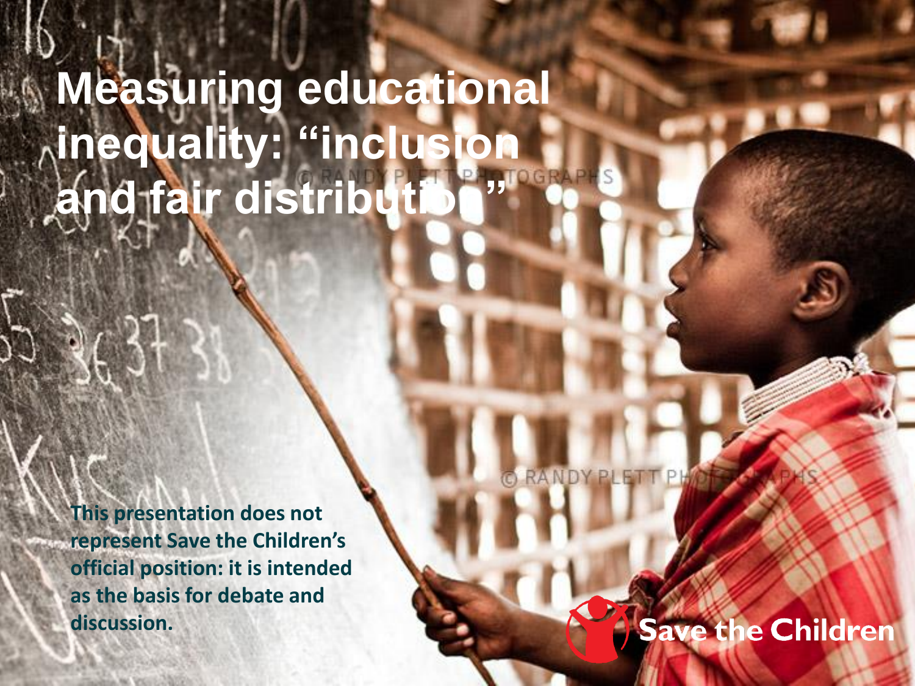# Measuring educational inequality: "inclusion and fair distribution"

**This presentation does not represent Save the Children's official position: it is intended as the basis for debate and discussion.**

Save the Children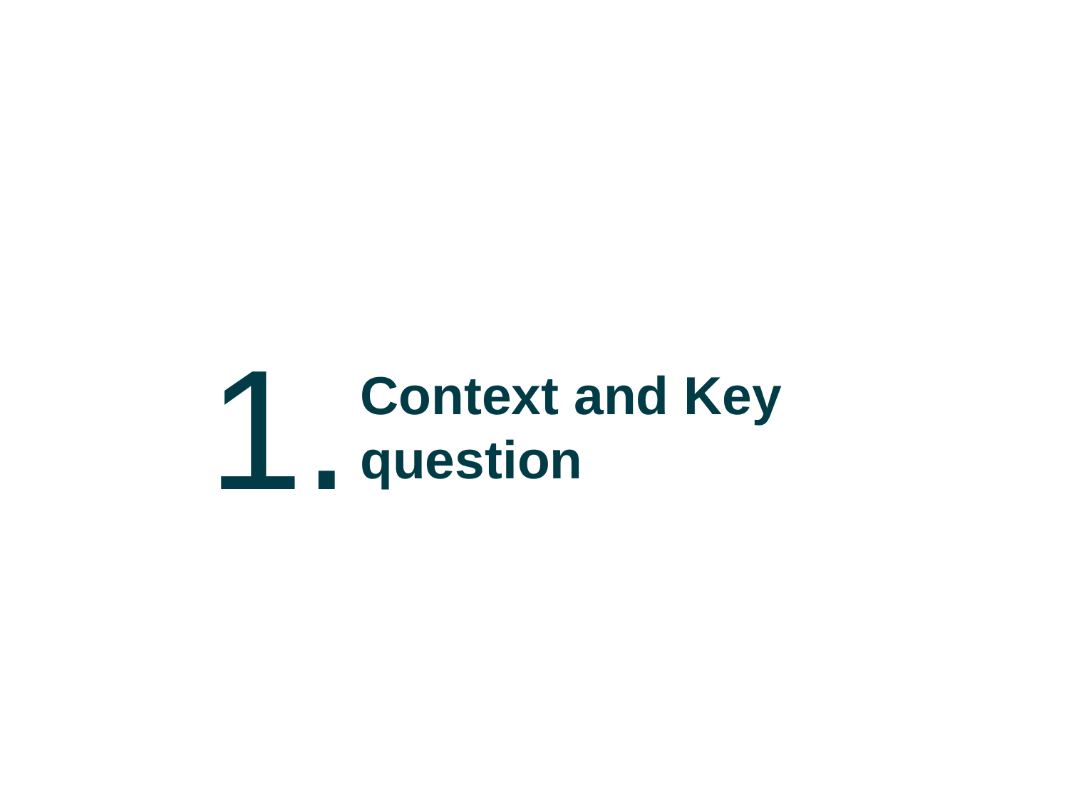# 1. Context and Key question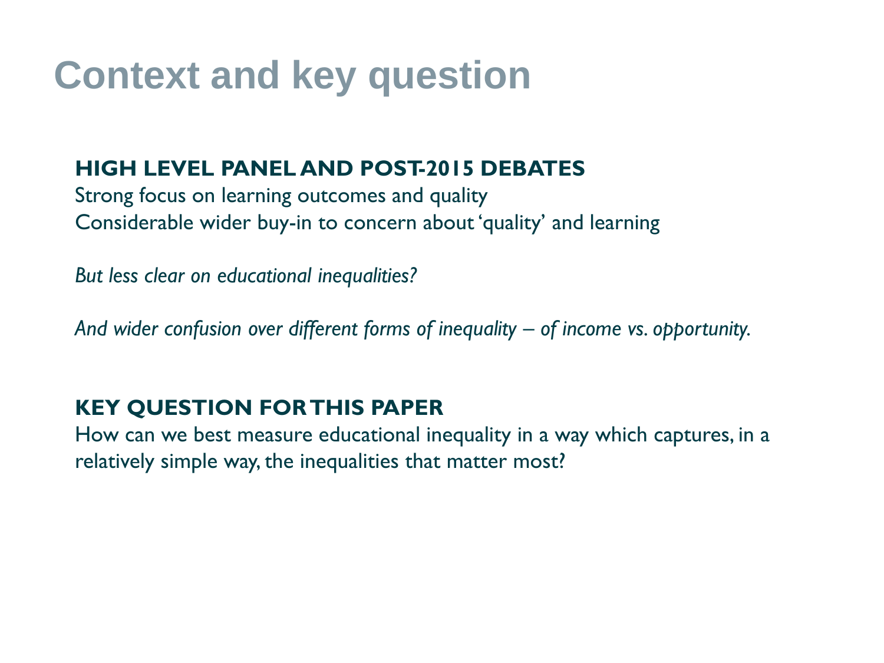# Context and key question

**HIGH LEVEL PANEL AND POST-2015 DEBATES**

Strong focus on learning outcomes and quality

Considerable wider buy-in to concern about 'quality' and learning

*But less clear on educational inequalities?*

*And wider confusion over different forms of inequality – of income vs. opportunity.*

**KEY QUESTION FOR THIS PAPER**

How can we best measure educational inequality in a way which captures, in a relatively simple way, the inequalities that matter most?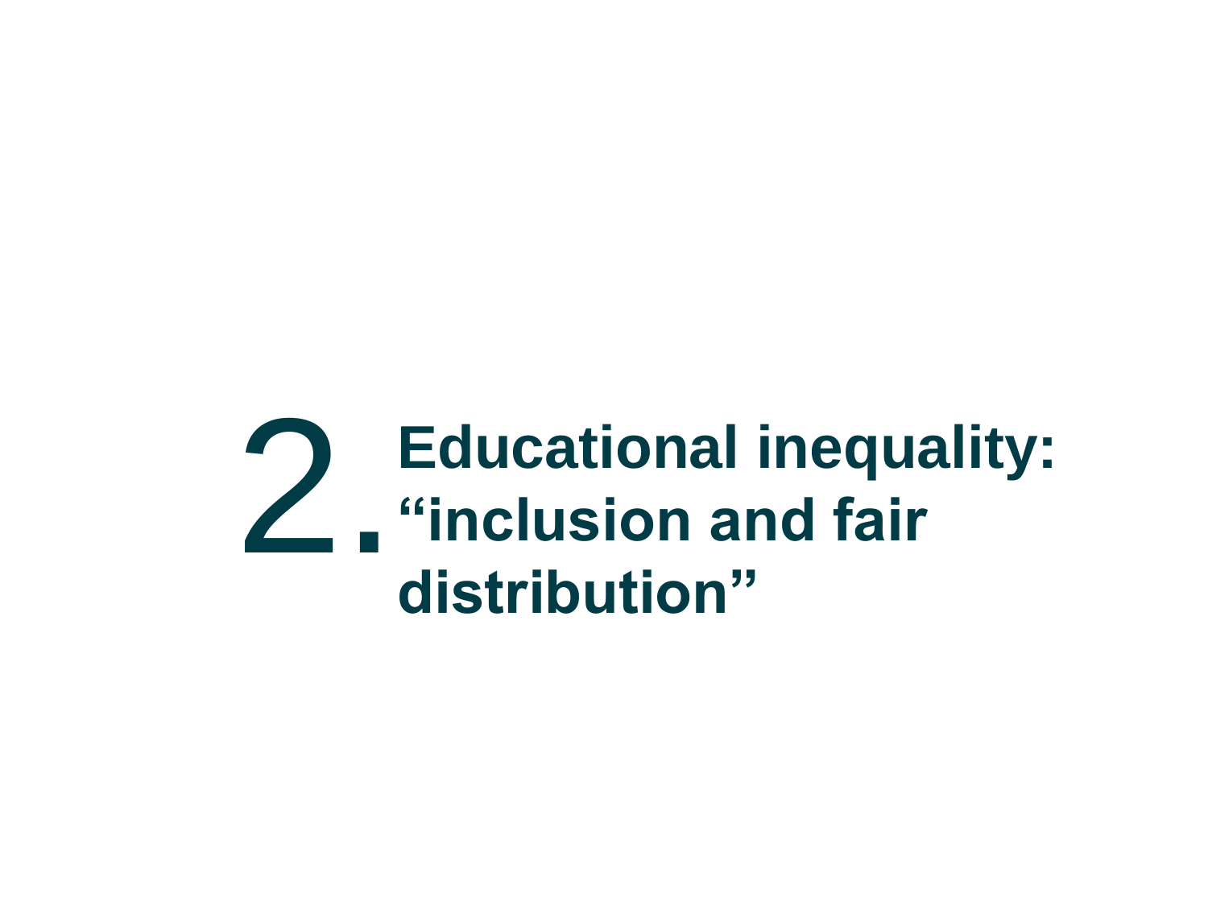# 2. Educational inequality: "inclusion and fair distribution"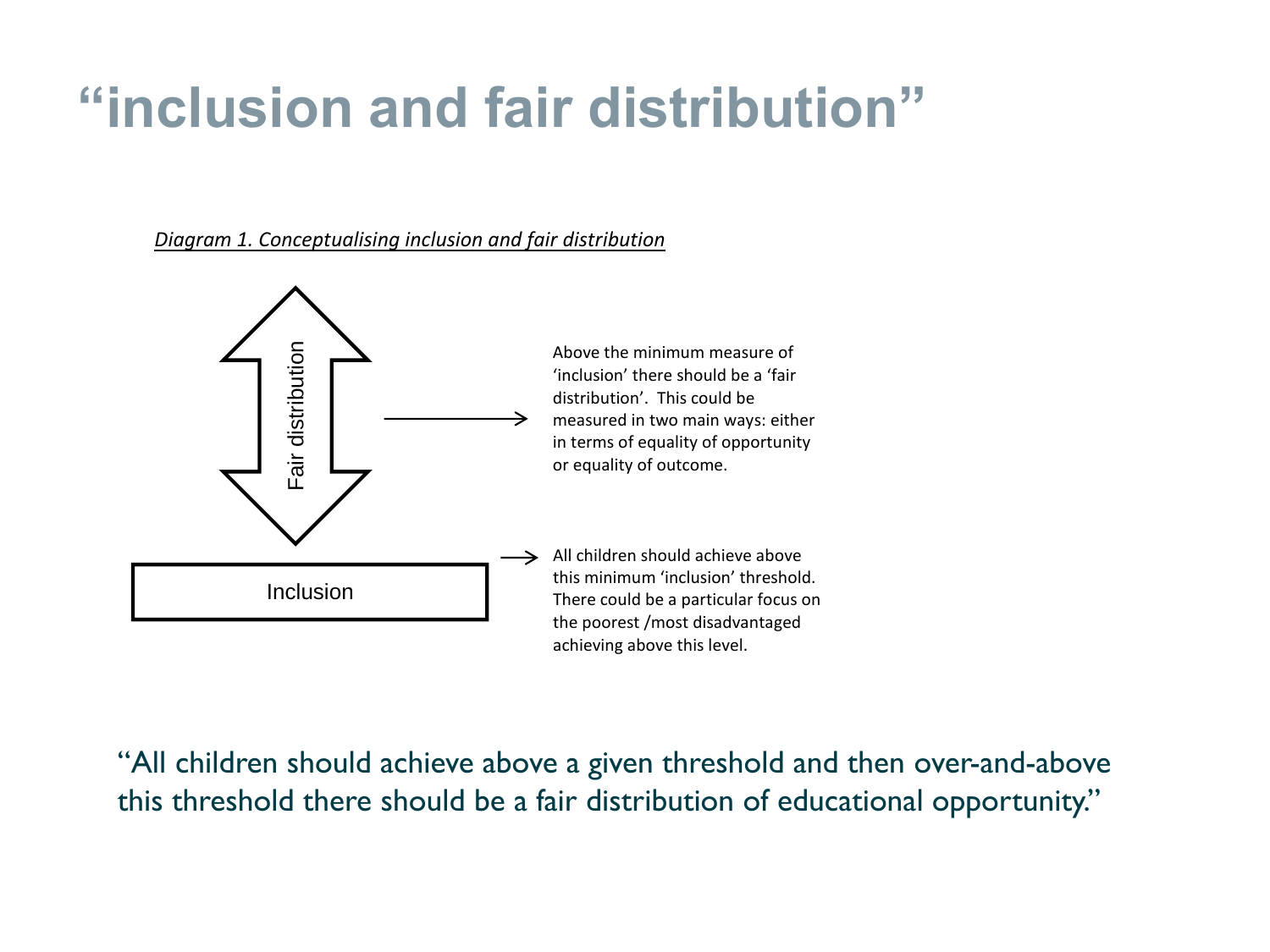# "inclusion and fair distribution"

*Diagram 1. Conceptualising inclusion and fair distribution*

Fair distribution

Inclusion

Above the minimum measure of 'inclusion' there should be a 'fair distribution'. This could be measured in two main ways: either in terms of equality of opportunity or equality of outcome.

All children should achieve above this minimum 'inclusion' threshold. There could be a particular focus on the poorest /most disadvantaged achieving above this level.

"All children should achieve above a given threshold and then over-and-above this threshold there should be a fair distribution of educational opportunity."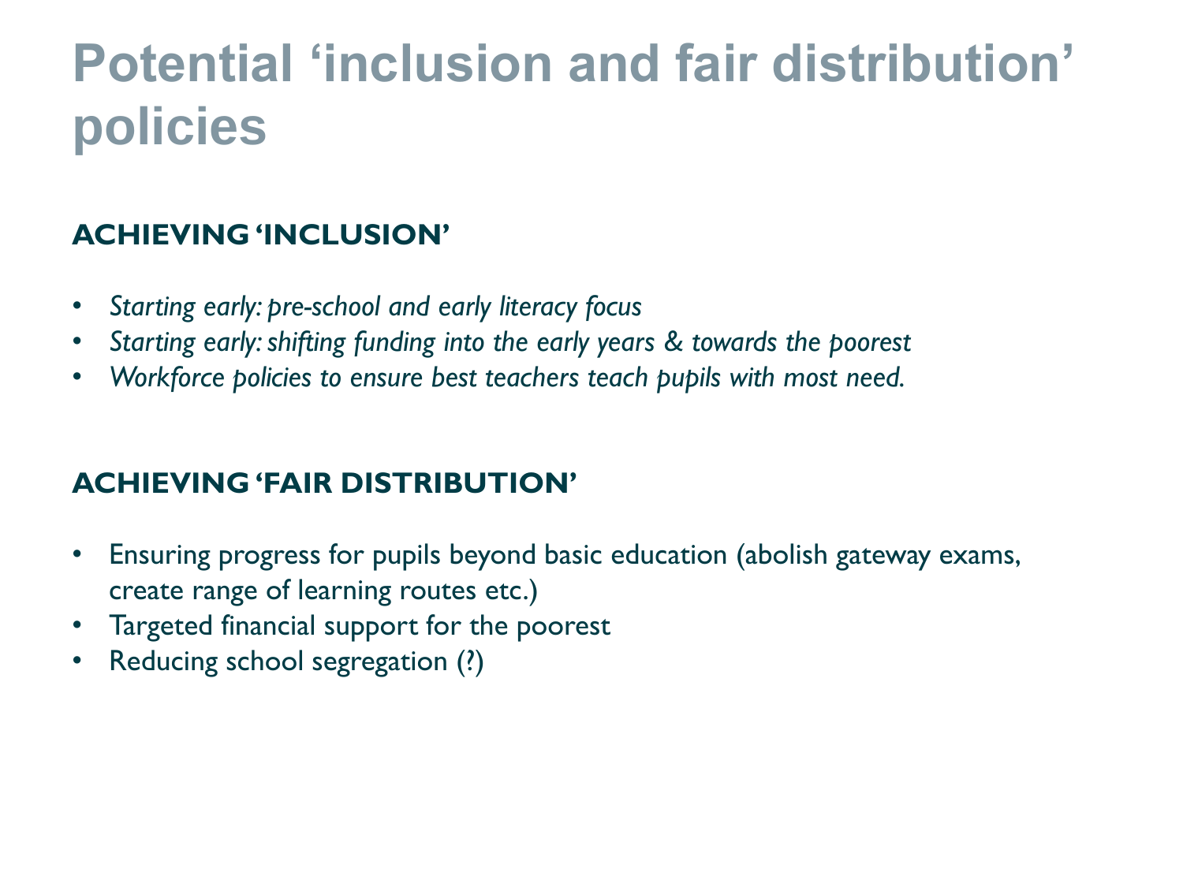# Potential 'inclusion and fair distribution' policies

## ACHIEVING 'INCLUSION'

- *Starting early: pre-school and early literacy focus*
- *Starting early: shifting funding into the early years & towards the poorest*
- *Workforce policies to ensure best teachers teach pupils with most need.*

## ACHIEVING 'FAIR DISTRIBUTION'

- Ensuring progress for pupils beyond basic education (abolish gateway exams, create range of learning routes etc.)
- Targeted financial support for the poorest
- Reducing school segregation (?)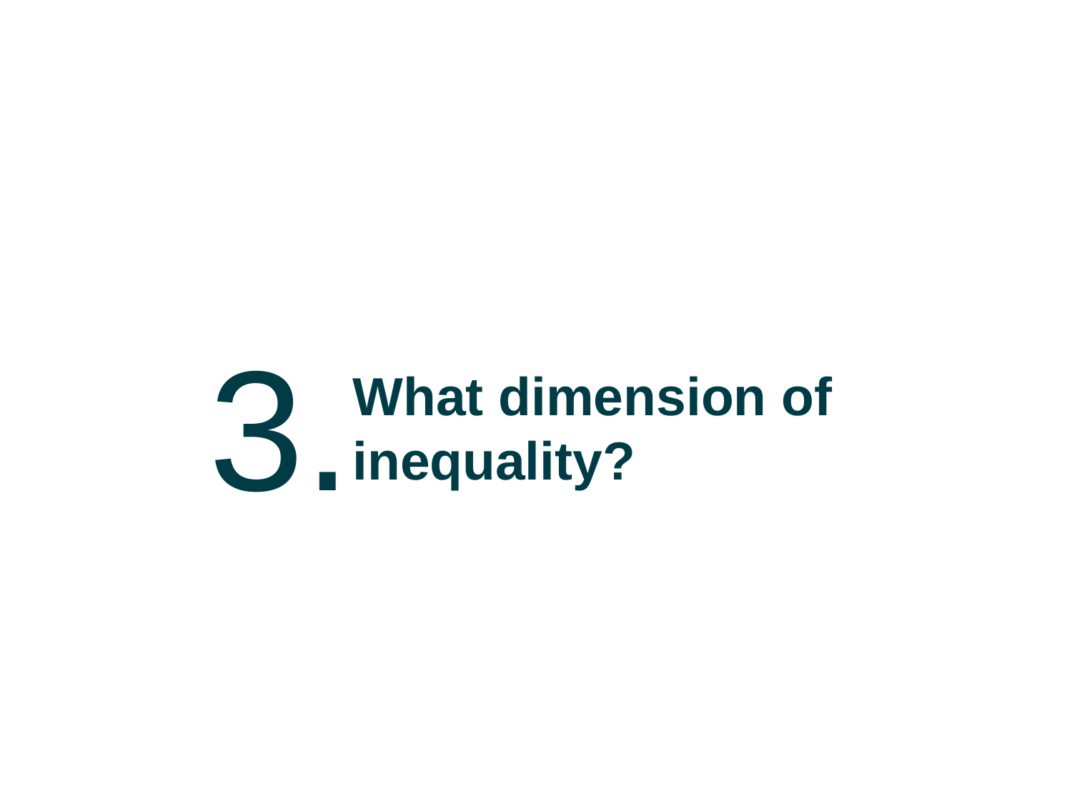# 3. What dimension of inequality?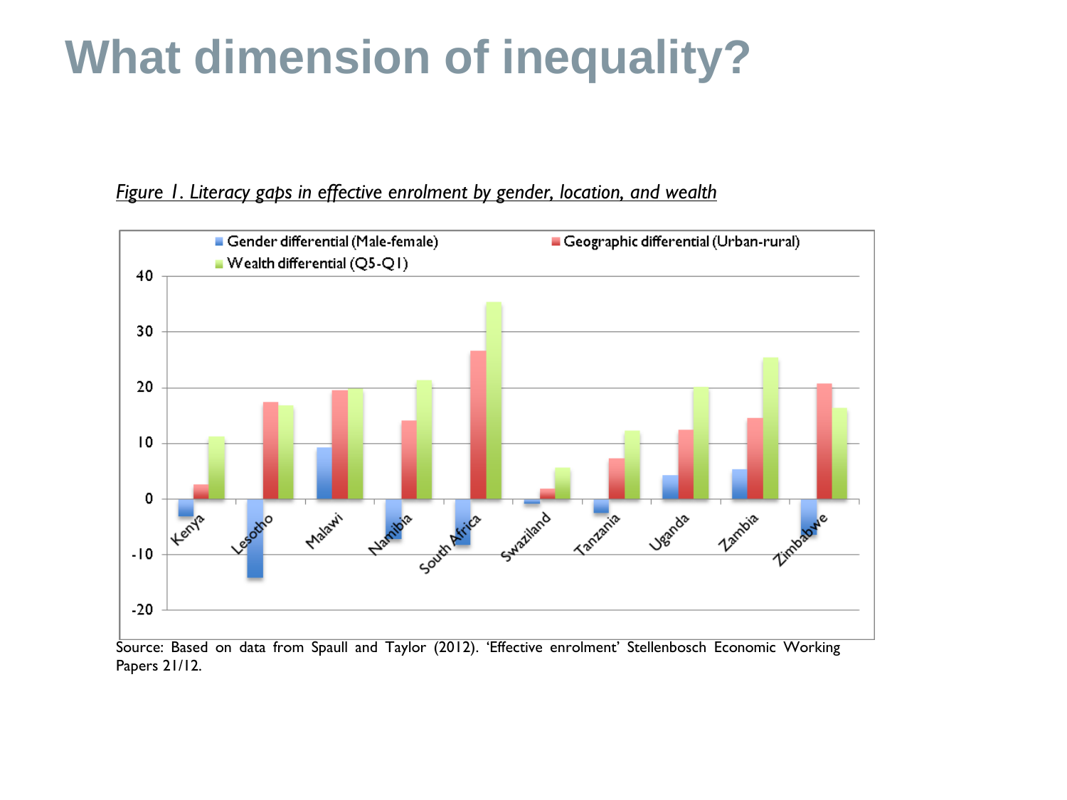# What dimension of inequality?

*Figure 1. Literacy gaps in effective enrolment by gender, location, and wealth*

Source: Based on data from Spaull and Taylor (2012). 'Effective enrolment' Stellenbosch Economic Working Papers 21/12.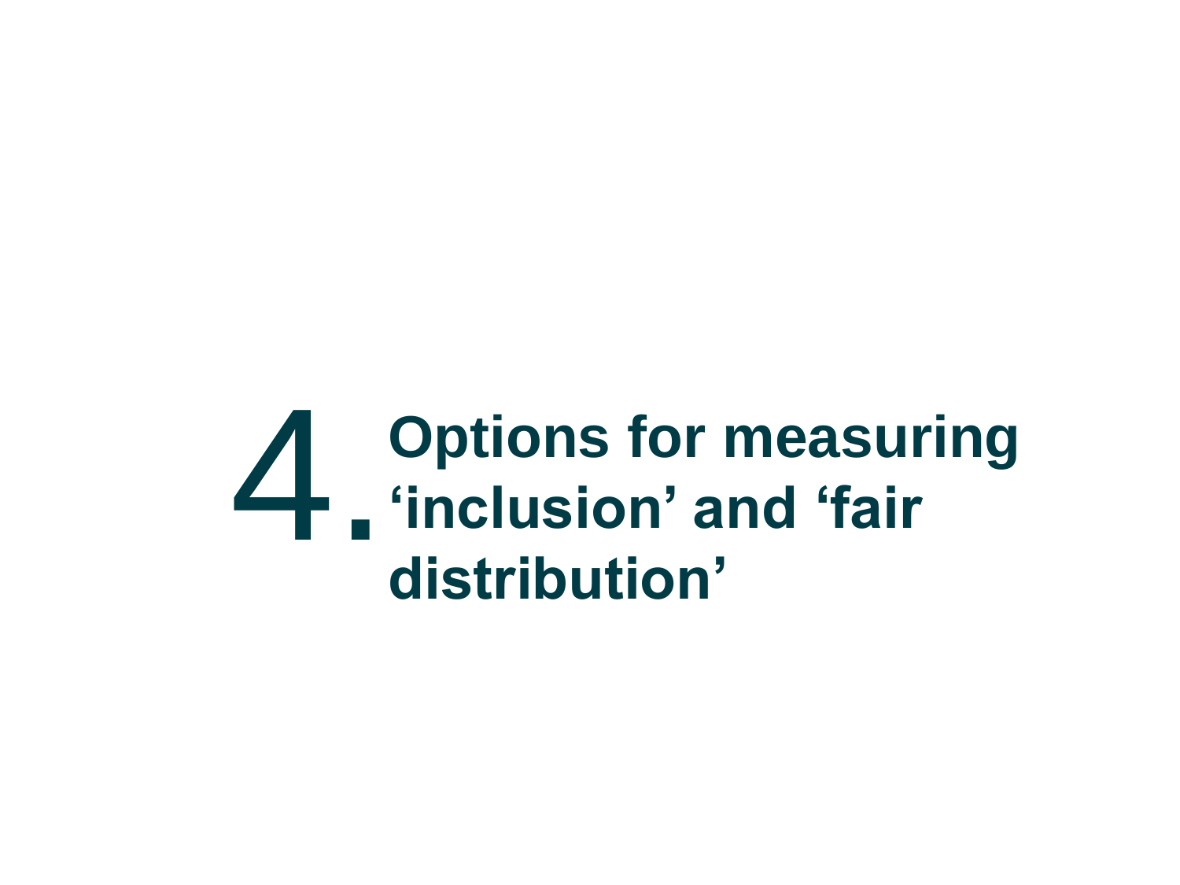# 4. Options for measuring 'inclusion' and 'fair distribution'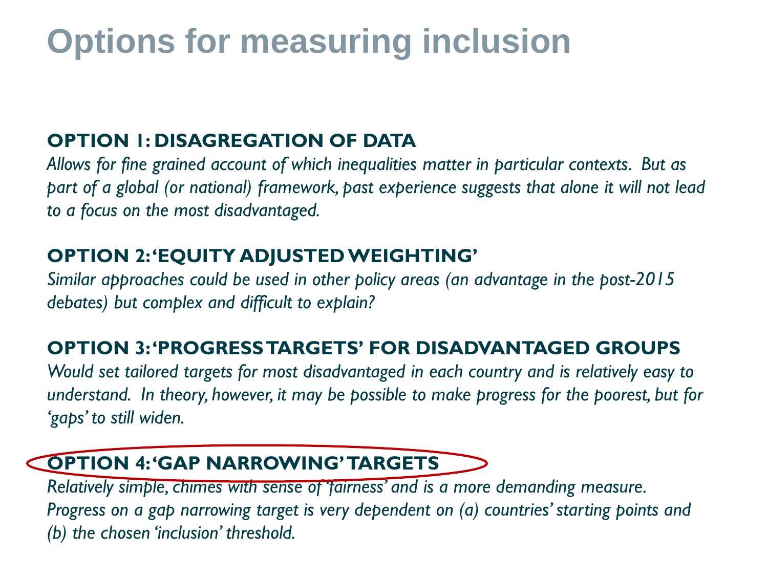# Options for measuring inclusion

**OPTION 1: DISAGREGATION OF DATA**

*Allows for fine grained account of which inequalities matter in particular contexts. But as part of a global (or national) framework, past experience suggests that alone it will not lead to a focus on the most disadvantaged.*

**OPTION 2: 'EQUITY ADJUSTED WEIGHTING'**

*Similar approaches could be used in other policy areas (an advantage in the post-2015 debates) but complex and difficult to explain?*

**OPTION 3: 'PROGRESS TARGETS' FOR DISADVANTAGED GROUPS**

*Would set tailored targets for most disadvantaged in each country and is relatively easy to understand. In theory, however, it may be possible to make progress for the poorest, but for 'gaps' to still widen.*

**OPTION 4: 'GAP NARROWING' TARGETS**

*Relatively simple, chimes with sense of 'fairness' and is a more demanding measure. Progress on a gap narrowing target is very dependent on (a) countries' starting points and (b) the chosen 'inclusion' threshold.*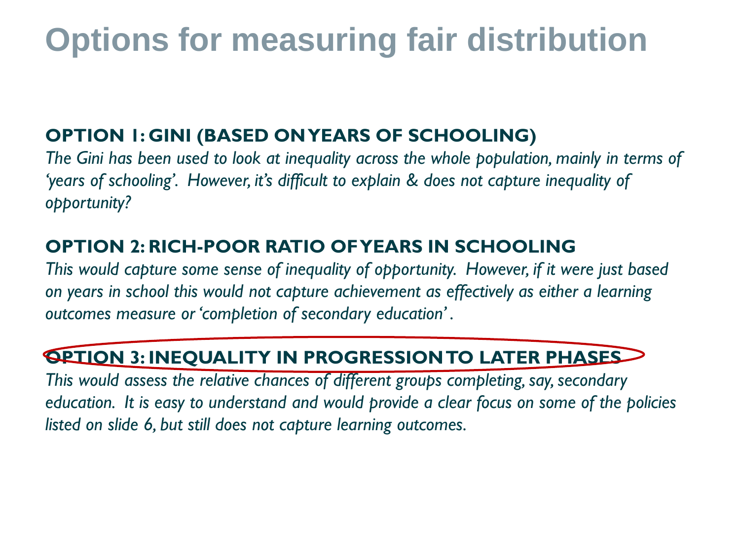# Options for measuring fair distribution

**OPTION 1: GINI (BASED ON YEARS OF SCHOOLING)**

*The Gini has been used to look at inequality across the whole population, mainly in terms of 'years of schooling'. However, it's difficult to explain & does not capture inequality of opportunity?*

**OPTION 2: RICH-POOR RATIO OF YEARS IN SCHOOLING**

*This would capture some sense of inequality of opportunity. However, if it were just based on years in school this would not capture achievement as effectively as either a learning outcomes measure or 'completion of secondary education'.*

**OPTION 3: INEQUALITY IN PROGRESSION TO LATER PHASES**

*This would assess the relative chances of different groups completing, say, secondary education. It is easy to understand and would provide a clear focus on some of the policies listed on slide 6, but still does not capture learning outcomes.*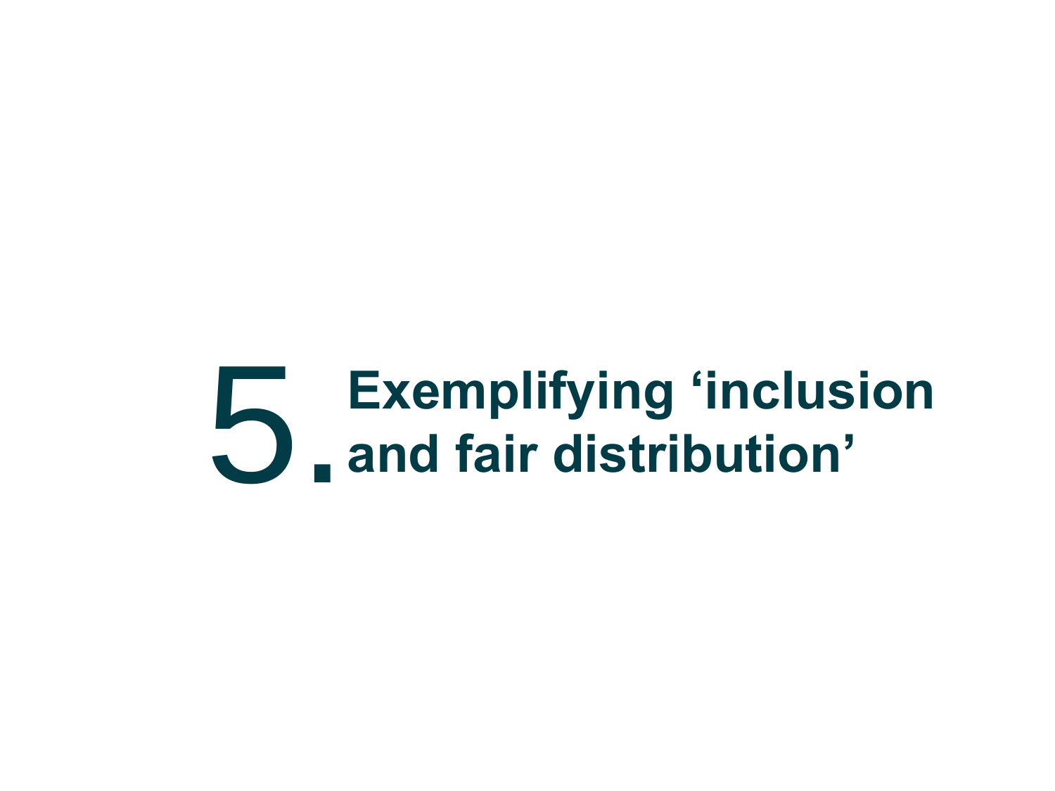# 5. Exemplifying ‘inclusion and fair distribution’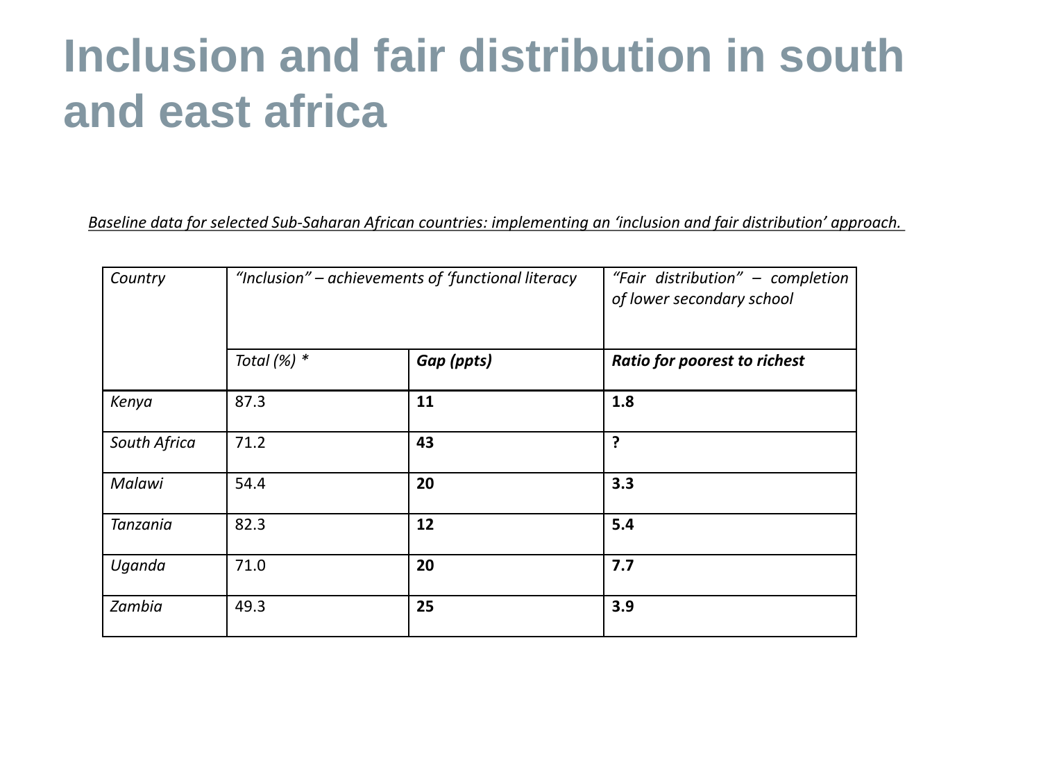# Inclusion and fair distribution in south and east africa

*Baseline data for selected Sub-Saharan African countries: implementing an 'inclusion and fair distribution' approach.*

| *Country* | *"Inclusion" – achievements of 'functional literacy* | | *"Fair distribution" – completion of lower secondary school* |
|---|---|---|---|
| | *Total (%) ** | ***Gap (ppts)*** | ***Ratio for poorest to richest*** |
| *Kenya* | 87.3 | **11** | **1.8** |
| *South Africa* | 71.2 | **43** | **?** |
| *Malawi* | 54.4 | **20** | **3.3** |
| *Tanzania* | 82.3 | **12** | **5.4** |
| *Uganda* | 71.0 | **20** | **7.7** |
| *Zambia* | 49.3 | **25** | **3.9** |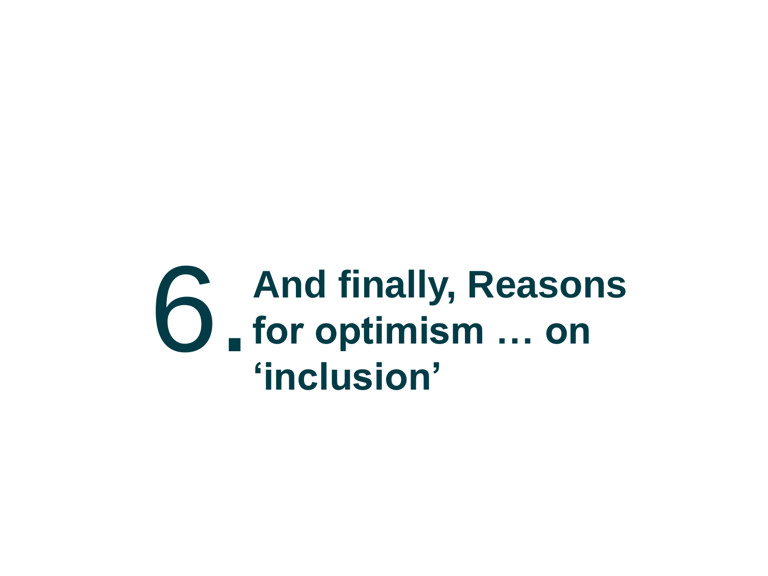# 6. And finally, Reasons for optimism … on ‘inclusion’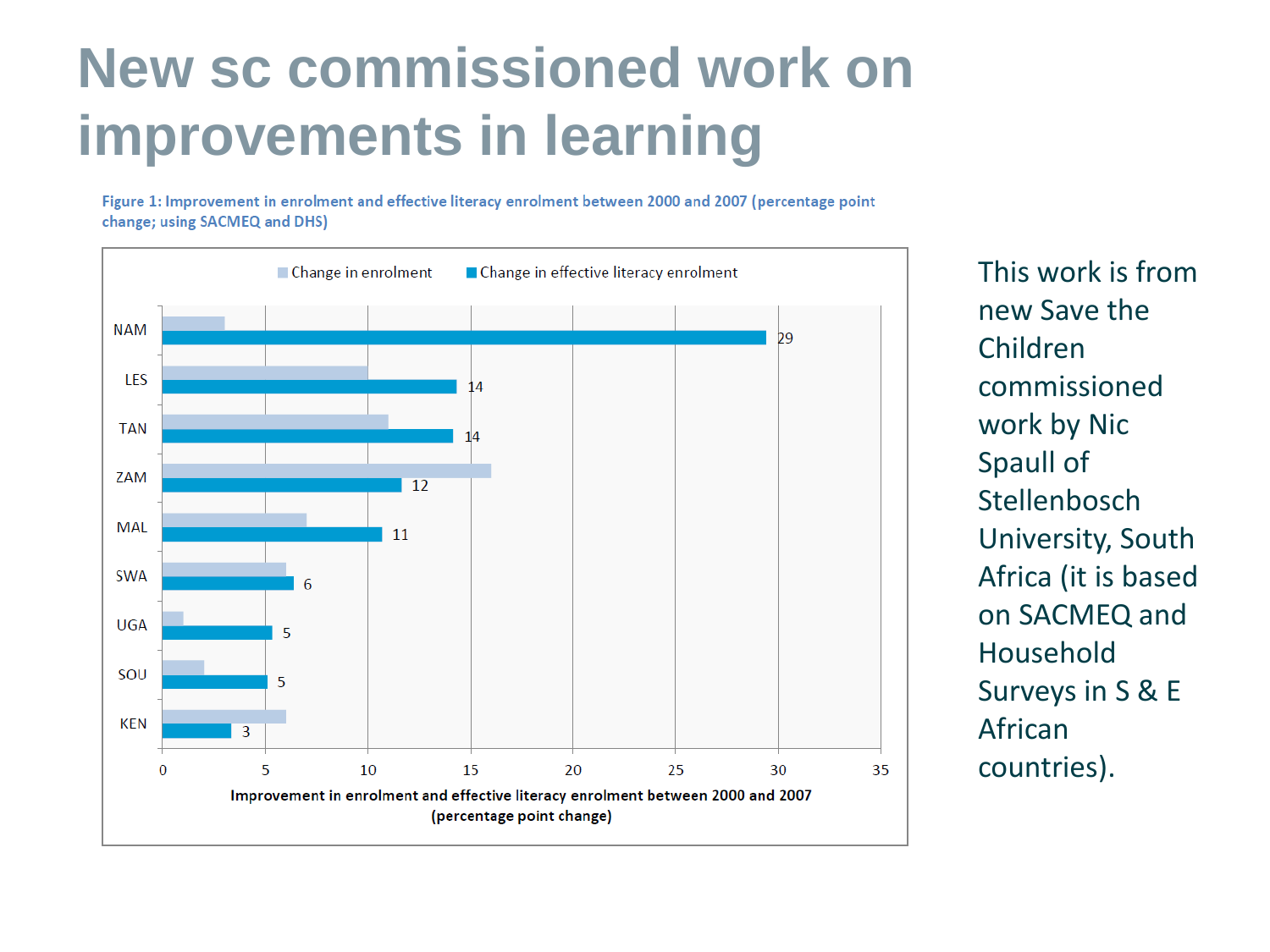# New sc commissioned work on improvements in learning

**Figure 1: Improvement in enrolment and effective literacy enrolment between 2000 and 2007 (percentage point change; using SACMEQ and DHS)**

| Country | Change in enrolment | Change in effective literacy enrolment |
|---|---|---|
| NAM | | 29 |
| LES | | 14 |
| TAN | | 14 |
| ZAM | | 12 |
| MAL | | 11 |
| SWA | | 6 |
| UGA | | 5 |
| SOU | | 5 |
| KEN | | 3 |

Improvement in enrolment and effective literacy enrolment between 2000 and 2007 (percentage point change)

This work is from new Save the Children commissioned work by Nic Spaull of Stellenbosch University, South Africa (it is based on SACMEQ and Household Surveys in S & E African countries).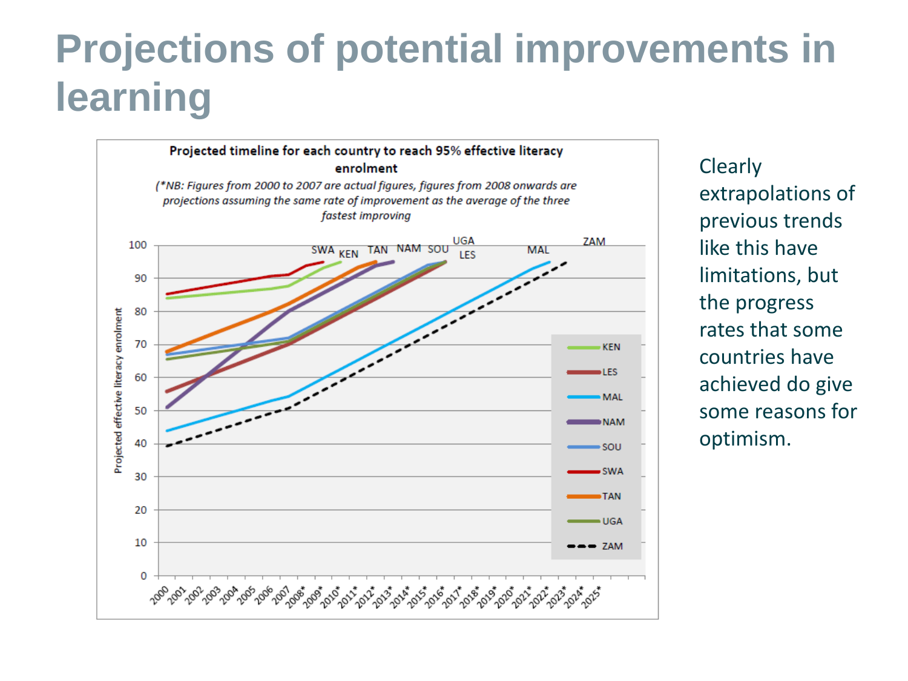# Projections of potential improvements in learning

**Projected timeline for each country to reach 95% effective literacy enrolment**

*(\*NB: Figures from 2000 to 2007 are actual figures, figures from 2008 onwards are projections assuming the same rate of improvement as the average of the three fastest improving*

Clearly extrapolations of previous trends like this have limitations, but the progress rates that some countries have achieved do give some reasons for optimism.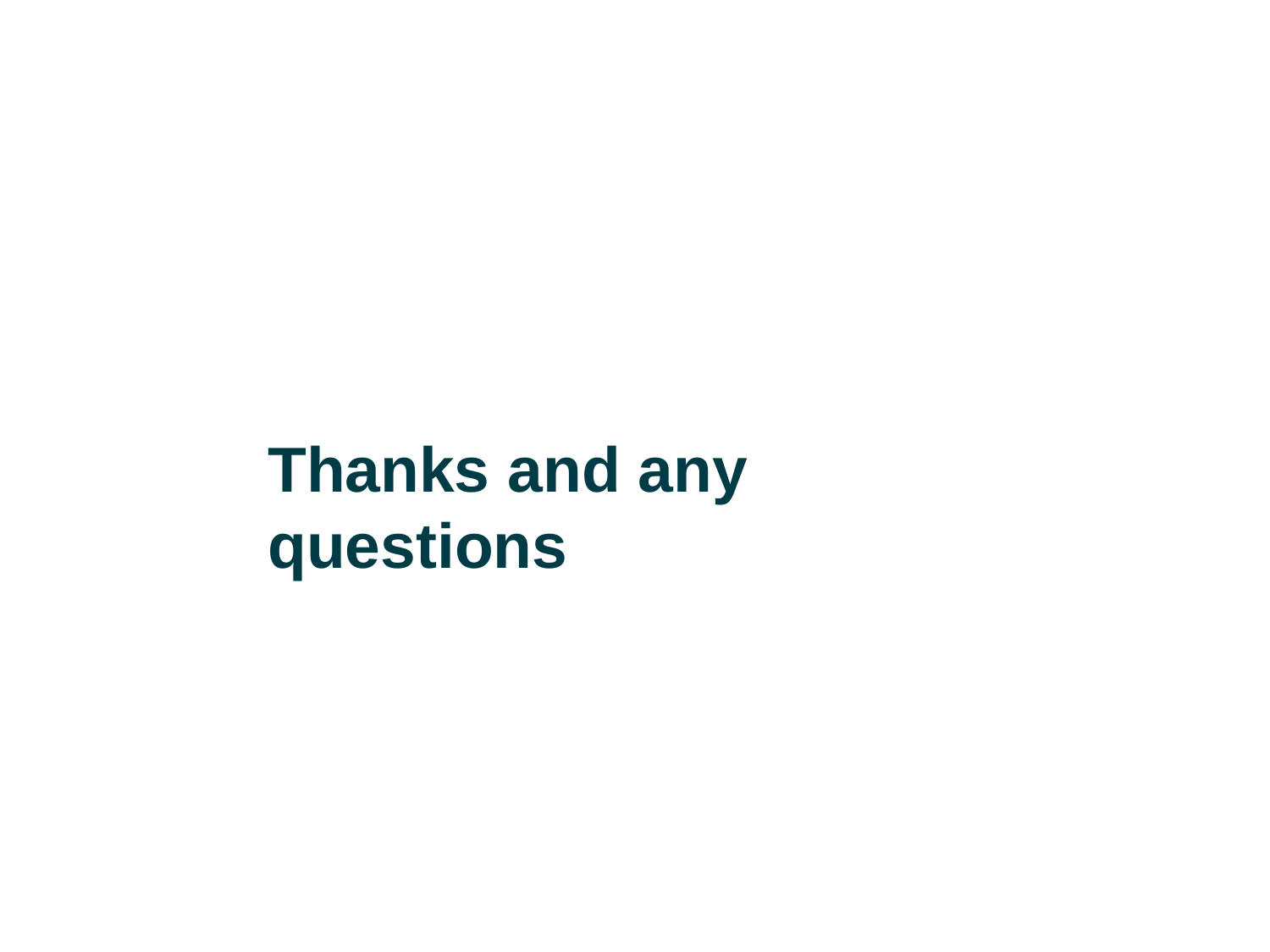# Thanks and any questions